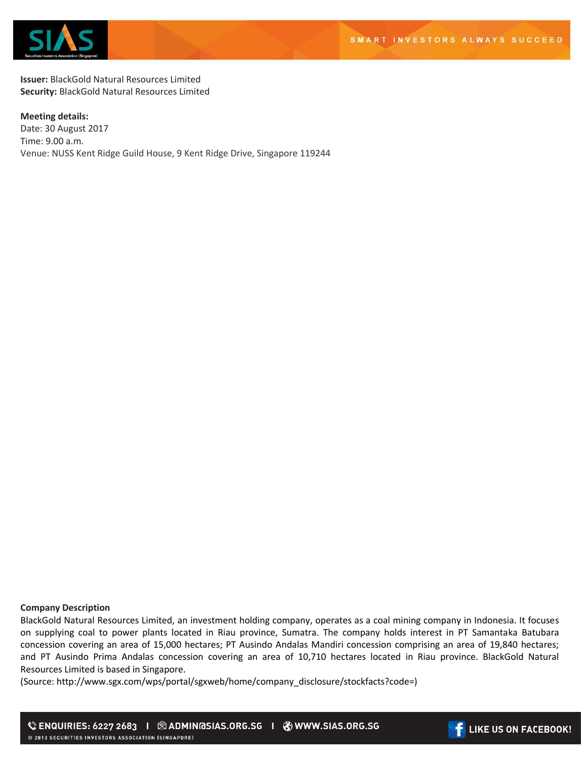**Issuer:** BlackGold Natural Resources Limited
**Security:** BlackGold Natural Resources Limited

**Meeting details:**
Date: 30 August 2017
Time: 9.00 a.m.
Venue: NUSS Kent Ridge Guild House, 9 Kent Ridge Drive, Singapore 119244

**Company Description**

BlackGold Natural Resources Limited, an investment holding company, operates as a coal mining company in Indonesia. It focuses on supplying coal to power plants located in Riau province, Sumatra. The company holds interest in PT Samantaka Batubara concession covering an area of 15,000 hectares; PT Ausindo Andalas Mandiri concession comprising an area of 19,840 hectares; and PT Ausindo Prima Andalas concession covering an area of 10,710 hectares located in Riau province. BlackGold Natural Resources Limited is based in Singapore.
(Source: http://www.sgx.com/wps/portal/sgxweb/home/company_disclosure/stockfacts?code=)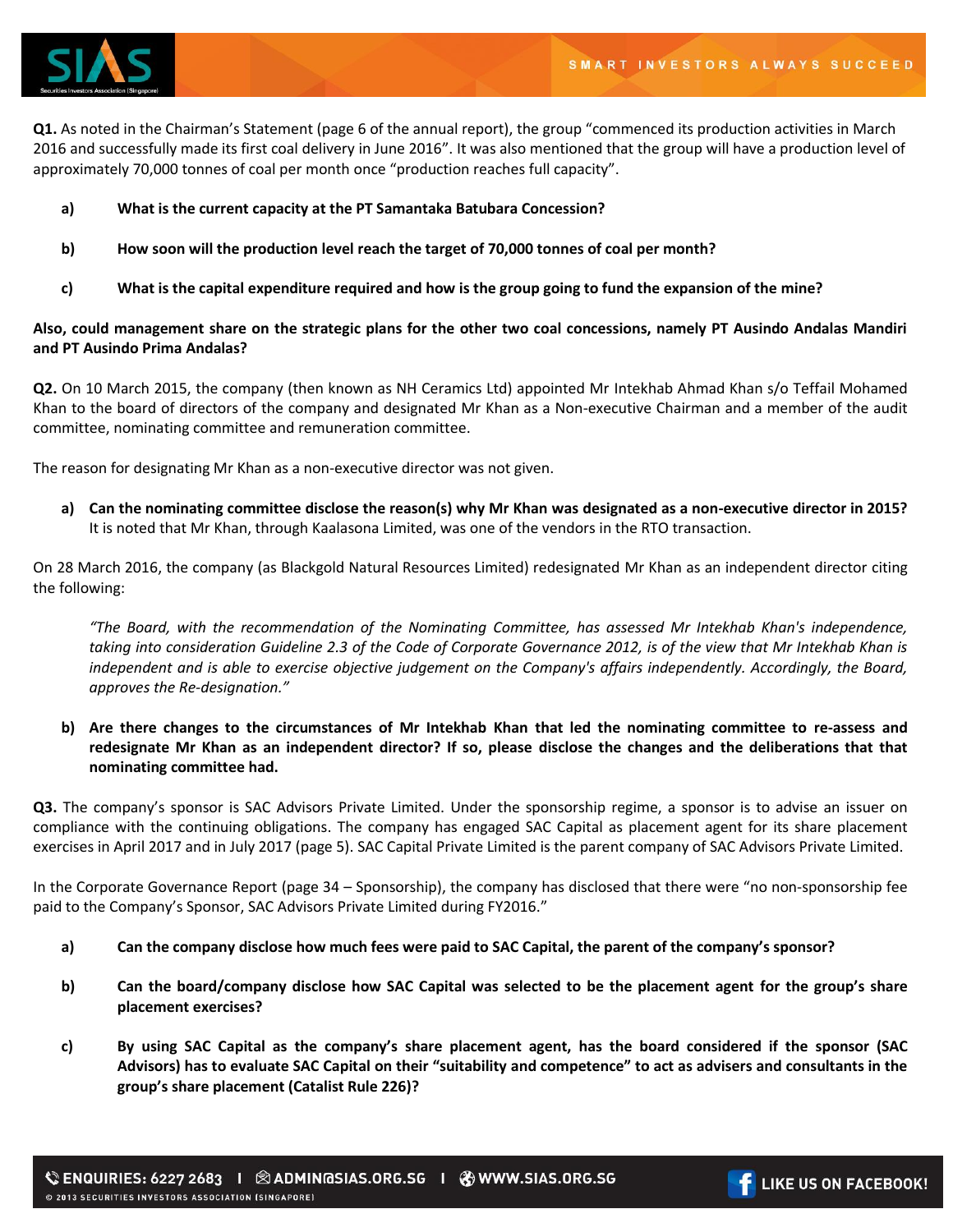**Q1.** As noted in the Chairman's Statement (page 6 of the annual report), the group "commenced its production activities in March 2016 and successfully made its first coal delivery in June 2016". It was also mentioned that the group will have a production level of approximately 70,000 tonnes of coal per month once "production reaches full capacity".

- **a) What is the current capacity at the PT Samantaka Batubara Concession?**
- **b) How soon will the production level reach the target of 70,000 tonnes of coal per month?**
- **c) What is the capital expenditure required and how is the group going to fund the expansion of the mine?**

**Also, could management share on the strategic plans for the other two coal concessions, namely PT Ausindo Andalas Mandiri and PT Ausindo Prima Andalas?**

**Q2.** On 10 March 2015, the company (then known as NH Ceramics Ltd) appointed Mr Intekhab Ahmad Khan s/o Teffail Mohamed Khan to the board of directors of the company and designated Mr Khan as a Non-executive Chairman and a member of the audit committee, nominating committee and remuneration committee.

The reason for designating Mr Khan as a non-executive director was not given.

- **a) Can the nominating committee disclose the reason(s) why Mr Khan was designated as a non-executive director in 2015?** It is noted that Mr Khan, through Kaalasona Limited, was one of the vendors in the RTO transaction.

On 28 March 2016, the company (as Blackgold Natural Resources Limited) redesignated Mr Khan as an independent director citing the following:

> *"The Board, with the recommendation of the Nominating Committee, has assessed Mr Intekhab Khan's independence, taking into consideration Guideline 2.3 of the Code of Corporate Governance 2012, is of the view that Mr Intekhab Khan is independent and is able to exercise objective judgement on the Company's affairs independently. Accordingly, the Board, approves the Re-designation."*

- **b) Are there changes to the circumstances of Mr Intekhab Khan that led the nominating committee to re-assess and redesignate Mr Khan as an independent director? If so, please disclose the changes and the deliberations that that nominating committee had.**

**Q3.** The company's sponsor is SAC Advisors Private Limited. Under the sponsorship regime, a sponsor is to advise an issuer on compliance with the continuing obligations. The company has engaged SAC Capital as placement agent for its share placement exercises in April 2017 and in July 2017 (page 5). SAC Capital Private Limited is the parent company of SAC Advisors Private Limited.

In the Corporate Governance Report (page 34 – Sponsorship), the company has disclosed that there were "no non-sponsorship fee paid to the Company's Sponsor, SAC Advisors Private Limited during FY2016."

- **a) Can the company disclose how much fees were paid to SAC Capital, the parent of the company's sponsor?**
- **b) Can the board/company disclose how SAC Capital was selected to be the placement agent for the group's share placement exercises?**
- **c) By using SAC Capital as the company's share placement agent, has the board considered if the sponsor (SAC Advisors) has to evaluate SAC Capital on their "suitability and competence" to act as advisers and consultants in the group's share placement (Catalist Rule 226)?**